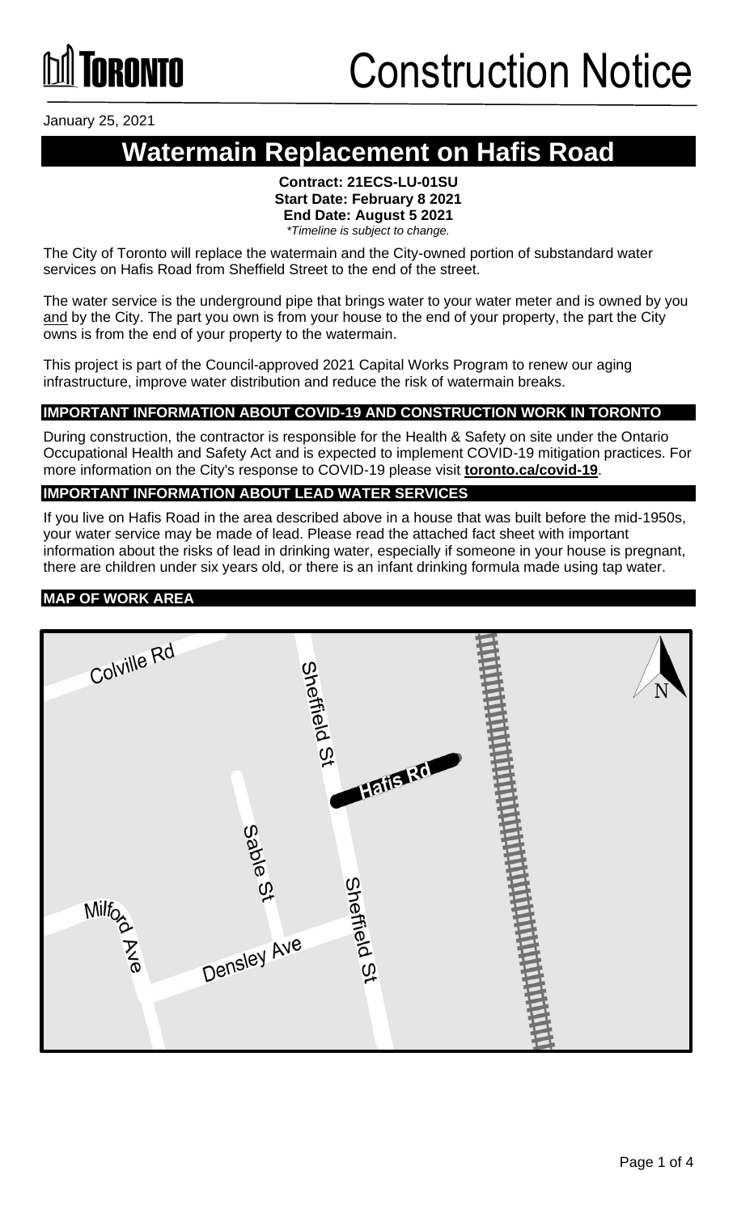Toronto

# Construction Notice

January 25, 2021

# Watermain Replacement on Hafis Road

**Contract: 21ECS-LU-01SU**
**Start Date: February 8 2021**
**End Date: August 5 2021**
*\*Timeline is subject to change.*

The City of Toronto will replace the watermain and the City-owned portion of substandard water services on Hafis Road from Sheffield Street to the end of the street.

The water service is the underground pipe that brings water to your water meter and is owned by you and by the City. The part you own is from your house to the end of your property, the part the City owns is from the end of your property to the watermain.

This project is part of the Council-approved 2021 Capital Works Program to renew our aging infrastructure, improve water distribution and reduce the risk of watermain breaks.

## IMPORTANT INFORMATION ABOUT COVID-19 AND CONSTRUCTION WORK IN TORONTO

During construction, the contractor is responsible for the Health & Safety on site under the Ontario Occupational Health and Safety Act and is expected to implement COVID-19 mitigation practices. For more information on the City's response to COVID-19 please visit **toronto.ca/covid-19**.

## IMPORTANT INFORMATION ABOUT LEAD WATER SERVICES

If you live on Hafis Road in the area described above in a house that was built before the mid-1950s, your water service may be made of lead. Please read the attached fact sheet with important information about the risks of lead in drinking water, especially if someone in your house is pregnant, there are children under six years old, or there is an infant drinking formula made using tap water.

## MAP OF WORK AREA

Colville Rd
Sheffield St
Hafis Rd
Sable St
Milford Ave
Densley Ave
Sheffield St
N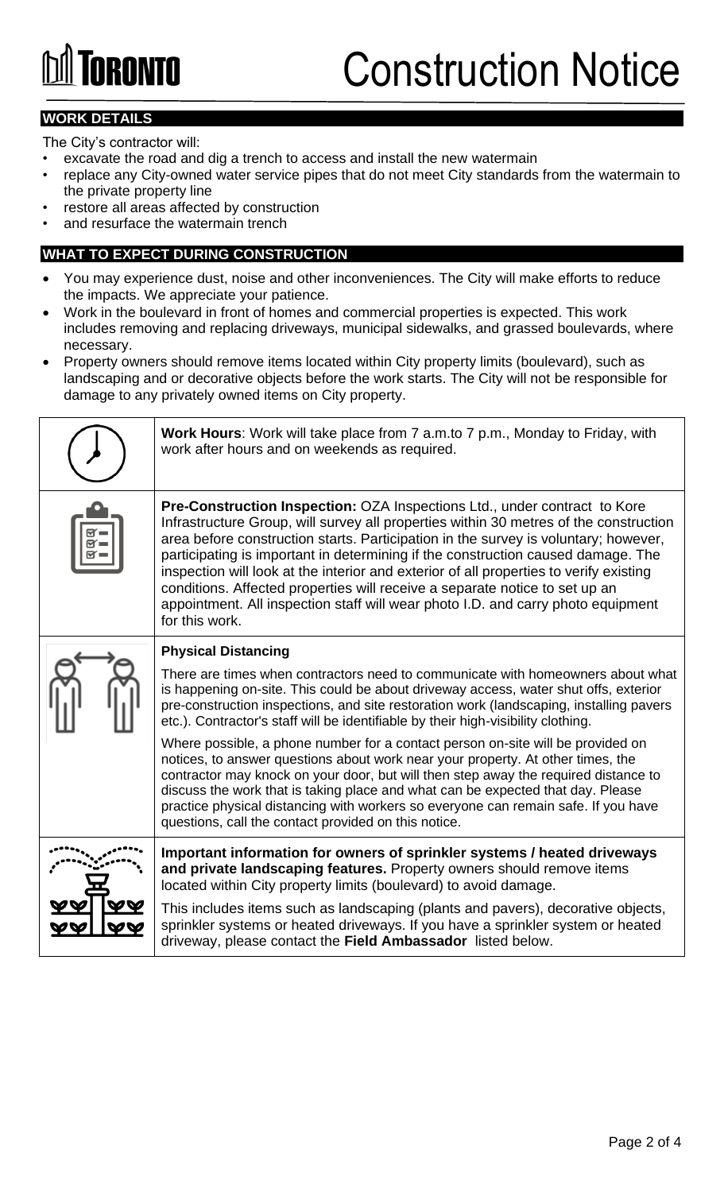# Construction Notice

## WORK DETAILS

The City's contractor will:

- excavate the road and dig a trench to access and install the new watermain
- replace any City-owned water service pipes that do not meet City standards from the watermain to the private property line
- restore all areas affected by construction
- and resurface the watermain trench

## WHAT TO EXPECT DURING CONSTRUCTION

- You may experience dust, noise and other inconveniences. The City will make efforts to reduce the impacts. We appreciate your patience.
- Work in the boulevard in front of homes and commercial properties is expected. This work includes removing and replacing driveways, municipal sidewalks, and grassed boulevards, where necessary.
- Property owners should remove items located within City property limits (boulevard), such as landscaping and or decorative objects before the work starts. The City will not be responsible for damage to any privately owned items on City property.

**Work Hours**: Work will take place from 7 a.m.to 7 p.m., Monday to Friday, with work after hours and on weekends as required.

**Pre-Construction Inspection:** OZA Inspections Ltd., under contract to Kore Infrastructure Group, will survey all properties within 30 metres of the construction area before construction starts. Participation in the survey is voluntary; however, participating is important in determining if the construction caused damage. The inspection will look at the interior and exterior of all properties to verify existing conditions. Affected properties will receive a separate notice to set up an appointment. All inspection staff will wear photo I.D. and carry photo equipment for this work.

**Physical Distancing**

There are times when contractors need to communicate with homeowners about what is happening on-site. This could be about driveway access, water shut offs, exterior pre-construction inspections, and site restoration work (landscaping, installing pavers etc.). Contractor's staff will be identifiable by their high-visibility clothing.

Where possible, a phone number for a contact person on-site will be provided on notices, to answer questions about work near your property. At other times, the contractor may knock on your door, but will then step away the required distance to discuss the work that is taking place and what can be expected that day. Please practice physical distancing with workers so everyone can remain safe. If you have questions, call the contact provided on this notice.

**Important information for owners of sprinkler systems / heated driveways and private landscaping features.** Property owners should remove items located within City property limits (boulevard) to avoid damage.

This includes items such as landscaping (plants and pavers), decorative objects, sprinkler systems or heated driveways. If you have a sprinkler system or heated driveway, please contact the **Field Ambassador** listed below.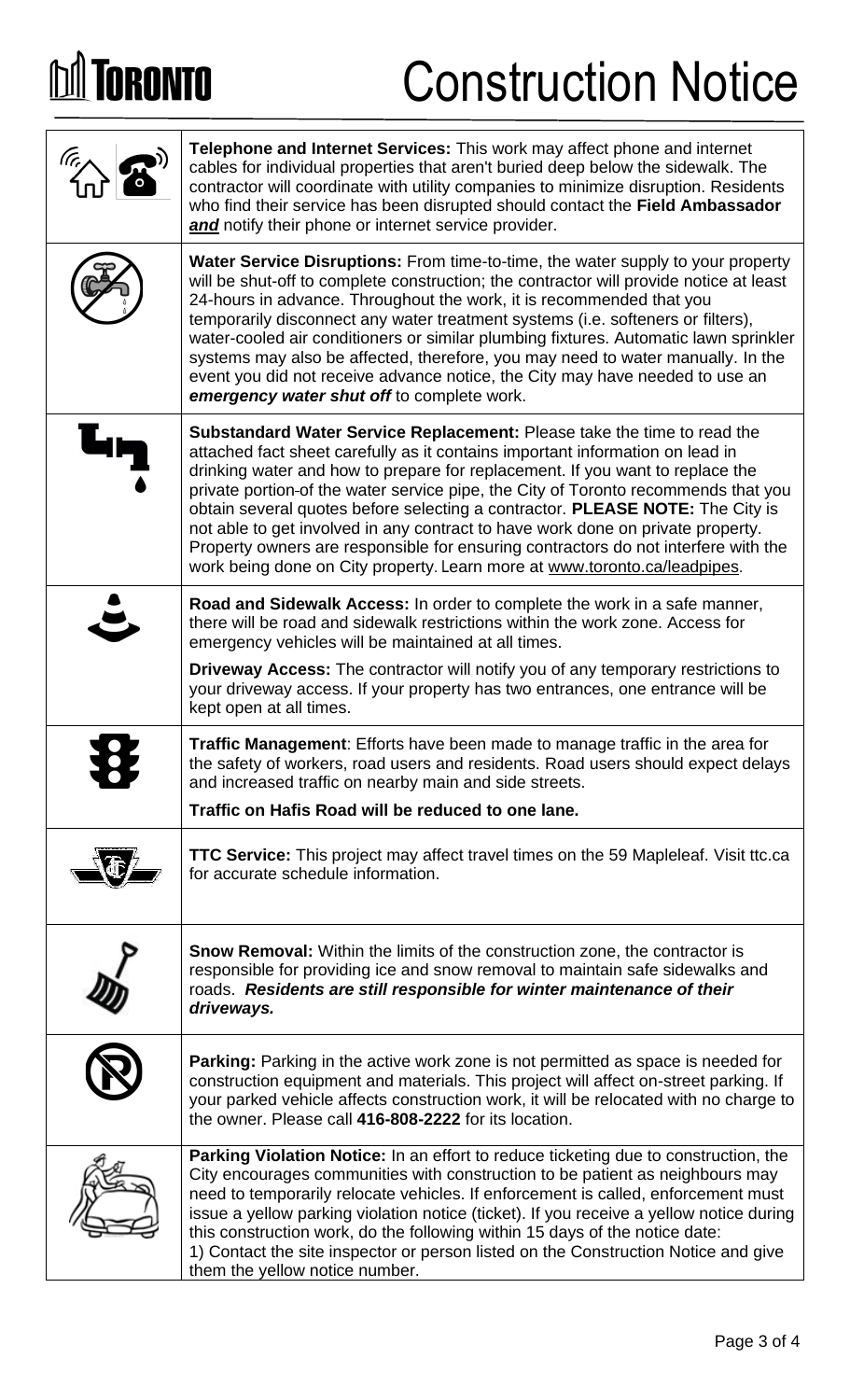# Construction Notice

**Telephone and Internet Services:** This work may affect phone and internet cables for individual properties that aren't buried deep below the sidewalk. The contractor will coordinate with utility companies to minimize disruption. Residents who find their service has been disrupted should contact the **Field Ambassador** ***and*** notify their phone or internet service provider.

**Water Service Disruptions:** From time-to-time, the water supply to your property will be shut-off to complete construction; the contractor will provide notice at least 24-hours in advance. Throughout the work, it is recommended that you temporarily disconnect any water treatment systems (i.e. softeners or filters), water-cooled air conditioners or similar plumbing fixtures. Automatic lawn sprinkler systems may also be affected, therefore, you may need to water manually. In the event you did not receive advance notice, the City may have needed to use an ***emergency water shut off*** to complete work.

**Substandard Water Service Replacement:** Please take the time to read the attached fact sheet carefully as it contains important information on lead in drinking water and how to prepare for replacement. If you want to replace the private portion of the water service pipe, the City of Toronto recommends that you obtain several quotes before selecting a contractor. **PLEASE NOTE:** The City is not able to get involved in any contract to have work done on private property. Property owners are responsible for ensuring contractors do not interfere with the work being done on City property. Learn more at www.toronto.ca/leadpipes.

**Road and Sidewalk Access:** In order to complete the work in a safe manner, there will be road and sidewalk restrictions within the work zone. Access for emergency vehicles will be maintained at all times.

**Driveway Access:** The contractor will notify you of any temporary restrictions to your driveway access. If your property has two entrances, one entrance will be kept open at all times.

**Traffic Management**: Efforts have been made to manage traffic in the area for the safety of workers, road users and residents. Road users should expect delays and increased traffic on nearby main and side streets.

**Traffic on Hafis Road will be reduced to one lane.**

**TTC Service:** This project may affect travel times on the 59 Mapleleaf. Visit ttc.ca for accurate schedule information.

**Snow Removal:** Within the limits of the construction zone, the contractor is responsible for providing ice and snow removal to maintain safe sidewalks and roads. ***Residents are still responsible for winter maintenance of their driveways.***

**Parking:** Parking in the active work zone is not permitted as space is needed for construction equipment and materials. This project will affect on-street parking. If your parked vehicle affects construction work, it will be relocated with no charge to the owner. Please call **416-808-2222** for its location.

**Parking Violation Notice:** In an effort to reduce ticketing due to construction, the City encourages communities with construction to be patient as neighbours may need to temporarily relocate vehicles. If enforcement is called, enforcement must issue a yellow parking violation notice (ticket). If you receive a yellow notice during this construction work, do the following within 15 days of the notice date:
1) Contact the site inspector or person listed on the Construction Notice and give them the yellow notice number.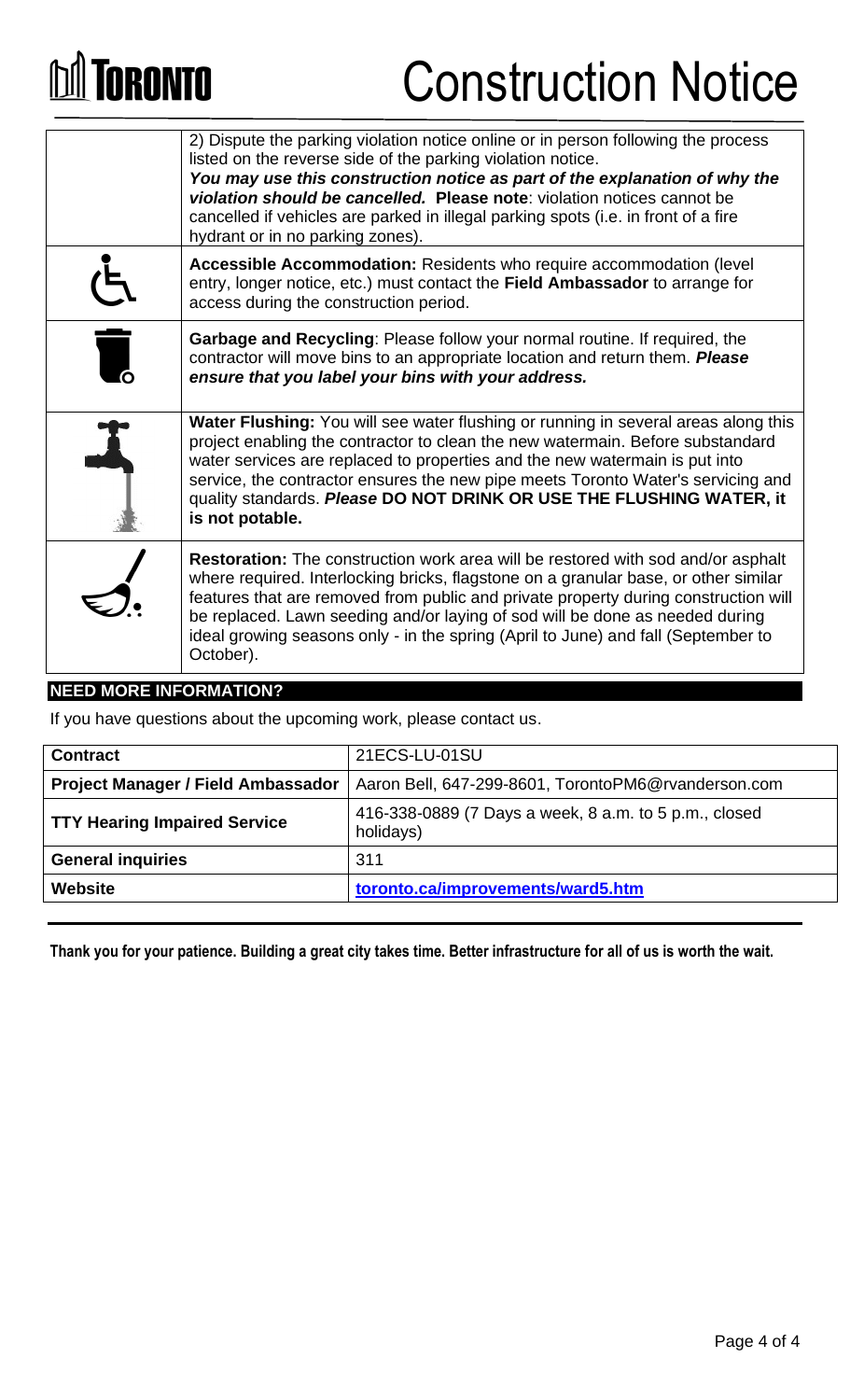# Construction Notice

| | |
|---|---|
| | 2) Dispute the parking violation notice online or in person following the process listed on the reverse side of the parking violation notice. ***You may use this construction notice as part of the explanation of why the violation should be cancelled.*** **Please note**: violation notices cannot be cancelled if vehicles are parked in illegal parking spots (i.e. in front of a fire hydrant or in no parking zones). |
| | **Accessible Accommodation:** Residents who require accommodation (level entry, longer notice, etc.) must contact the **Field Ambassador** to arrange for access during the construction period. |
| | **Garbage and Recycling**: Please follow your normal routine. If required, the contractor will move bins to an appropriate location and return them. ***Please ensure that you label your bins with your address.*** |
| | **Water Flushing:** You will see water flushing or running in several areas along this project enabling the contractor to clean the new watermain. Before substandard water services are replaced to properties and the new watermain is put into service, the contractor ensures the new pipe meets Toronto Water's servicing and quality standards. ***Please*** **DO NOT DRINK OR USE THE FLUSHING WATER, it is not potable.** |
| | **Restoration:** The construction work area will be restored with sod and/or asphalt where required. Interlocking bricks, flagstone on a granular base, or other similar features that are removed from public and private property during construction will be replaced. Lawn seeding and/or laying of sod will be done as needed during ideal growing seasons only - in the spring (April to June) and fall (September to October). |

## NEED MORE INFORMATION?

If you have questions about the upcoming work, please contact us.

| | |
|---|---|
| **Contract** | 21ECS-LU-01SU |
| **Project Manager / Field Ambassador** | Aaron Bell, 647-299-8601, TorontoPM6@rvanderson.com |
| **TTY Hearing Impaired Service** | 416-338-0889 (7 Days a week, 8 a.m. to 5 p.m., closed holidays) |
| **General inquiries** | 311 |
| **Website** | **toronto.ca/improvements/ward5.htm** |

**Thank you for your patience. Building a great city takes time. Better infrastructure for all of us is worth the wait.**